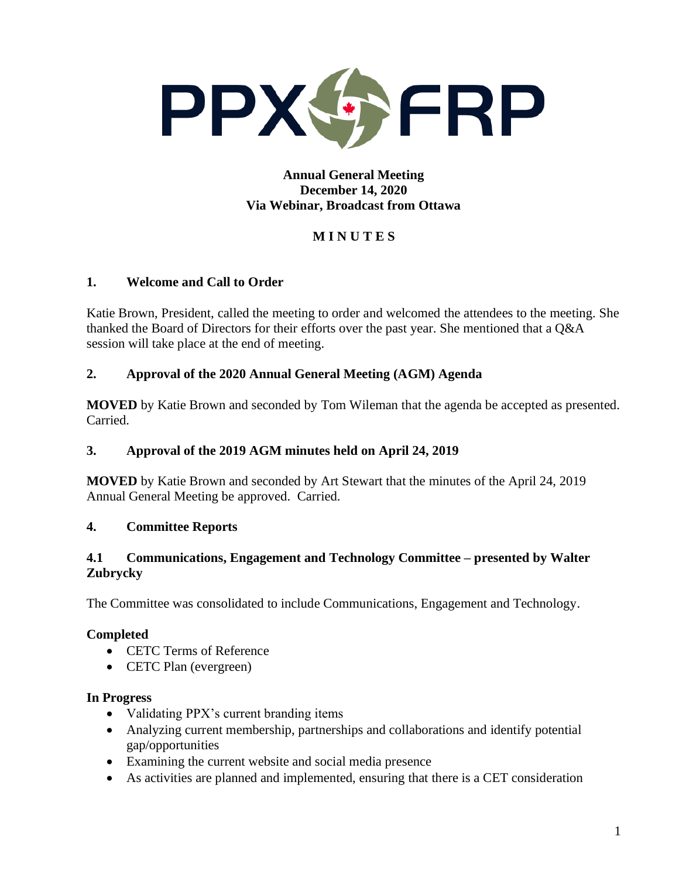PPX FRP

**Annual General Meeting**
**December 14, 2020**
**Via Webinar, Broadcast from Ottawa**

# M I N U T E S

## 1. Welcome and Call to Order

Katie Brown, President, called the meeting to order and welcomed the attendees to the meeting. She thanked the Board of Directors for their efforts over the past year. She mentioned that a Q&A session will take place at the end of meeting.

## 2. Approval of the 2020 Annual General Meeting (AGM) Agenda

**MOVED** by Katie Brown and seconded by Tom Wileman that the agenda be accepted as presented. Carried.

## 3. Approval of the 2019 AGM minutes held on April 24, 2019

**MOVED** by Katie Brown and seconded by Art Stewart that the minutes of the April 24, 2019 Annual General Meeting be approved. Carried.

## 4. Committee Reports

### 4.1 Communications, Engagement and Technology Committee – presented by Walter Zubrycky

The Committee was consolidated to include Communications, Engagement and Technology.

**Completed**

- CETC Terms of Reference
- CETC Plan (evergreen)

**In Progress**

- Validating PPX's current branding items
- Analyzing current membership, partnerships and collaborations and identify potential gap/opportunities
- Examining the current website and social media presence
- As activities are planned and implemented, ensuring that there is a CET consideration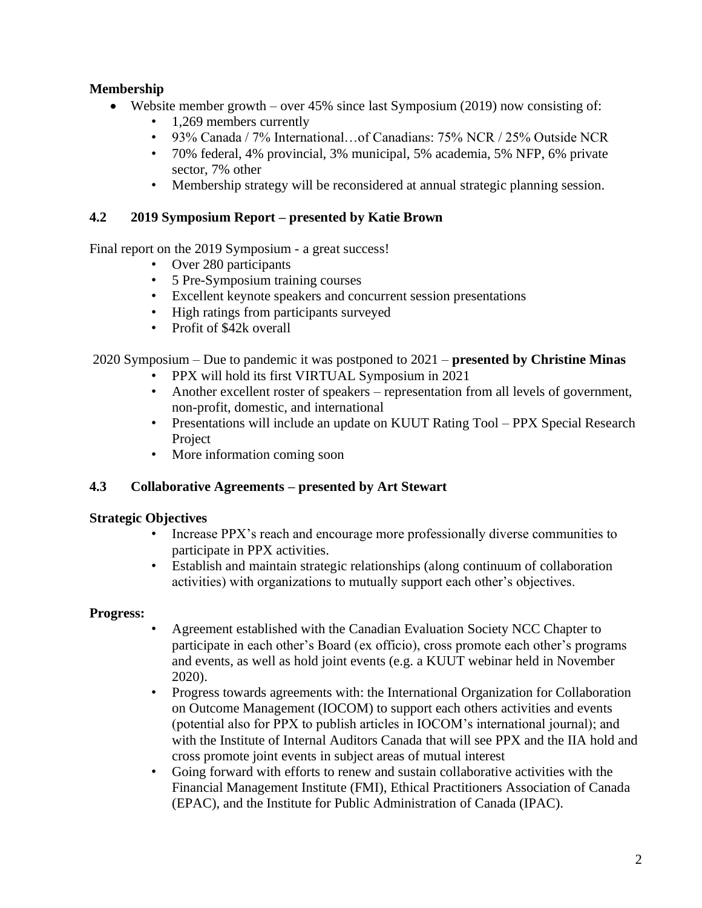**Membership**

- Website member growth – over 45% since last Symposium (2019) now consisting of:
  - 1,269 members currently
  - 93% Canada / 7% International…of Canadians: 75% NCR / 25% Outside NCR
  - 70% federal, 4% provincial, 3% municipal, 5% academia, 5% NFP, 6% private sector, 7% other
  - Membership strategy will be reconsidered at annual strategic planning session.

### 4.2 2019 Symposium Report – presented by Katie Brown

Final report on the 2019 Symposium - a great success!

- Over 280 participants
- 5 Pre-Symposium training courses
- Excellent keynote speakers and concurrent session presentations
- High ratings from participants surveyed
- Profit of $42k overall

2020 Symposium – Due to pandemic it was postponed to 2021 – **presented by Christine Minas**

- PPX will hold its first VIRTUAL Symposium in 2021
- Another excellent roster of speakers – representation from all levels of government, non-profit, domestic, and international
- Presentations will include an update on KUUT Rating Tool – PPX Special Research Project
- More information coming soon

### 4.3 Collaborative Agreements – presented by Art Stewart

**Strategic Objectives**

- Increase PPX's reach and encourage more professionally diverse communities to participate in PPX activities.
- Establish and maintain strategic relationships (along continuum of collaboration activities) with organizations to mutually support each other's objectives.

**Progress:**

- Agreement established with the Canadian Evaluation Society NCC Chapter to participate in each other's Board (ex officio), cross promote each other's programs and events, as well as hold joint events (e.g. a KUUT webinar held in November 2020).
- Progress towards agreements with: the International Organization for Collaboration on Outcome Management (IOCOM) to support each others activities and events (potential also for PPX to publish articles in IOCOM's international journal); and with the Institute of Internal Auditors Canada that will see PPX and the IIA hold and cross promote joint events in subject areas of mutual interest
- Going forward with efforts to renew and sustain collaborative activities with the Financial Management Institute (FMI), Ethical Practitioners Association of Canada (EPAC), and the Institute for Public Administration of Canada (IPAC).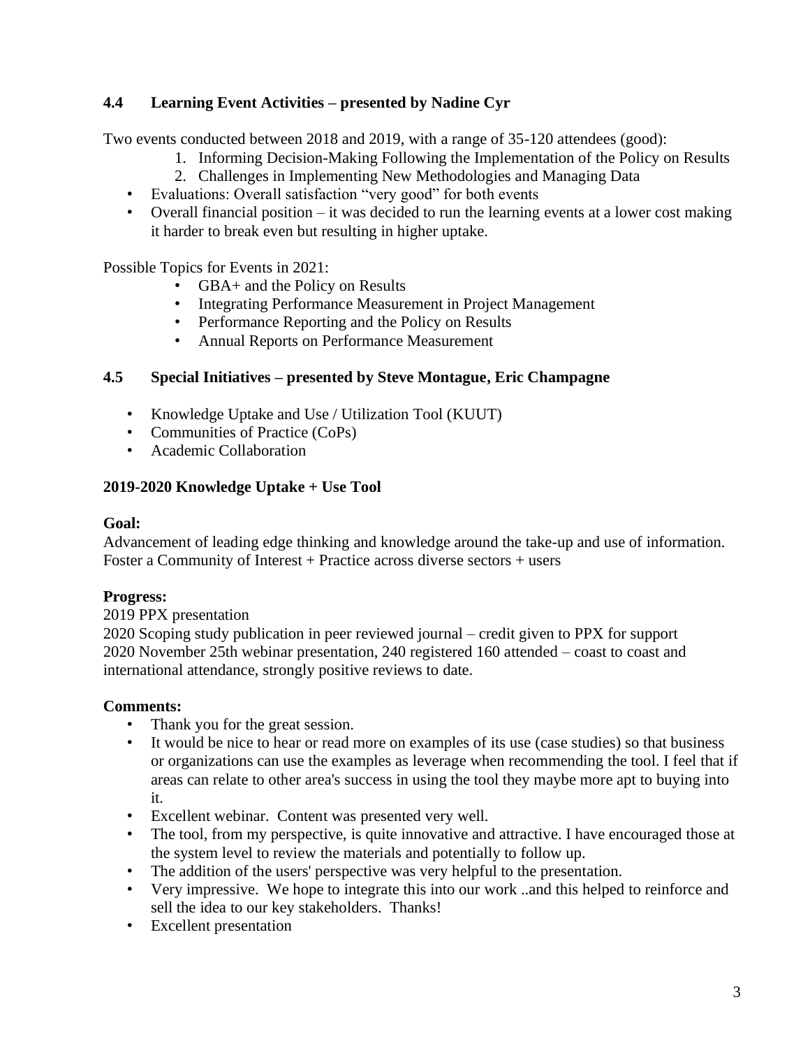### 4.4 Learning Event Activities – presented by Nadine Cyr

Two events conducted between 2018 and 2019, with a range of 35-120 attendees (good):

1. Informing Decision-Making Following the Implementation of the Policy on Results
2. Challenges in Implementing New Methodologies and Managing Data

- Evaluations: Overall satisfaction "very good" for both events
- Overall financial position – it was decided to run the learning events at a lower cost making it harder to break even but resulting in higher uptake.

Possible Topics for Events in 2021:

- GBA+ and the Policy on Results
- Integrating Performance Measurement in Project Management
- Performance Reporting and the Policy on Results
- Annual Reports on Performance Measurement

### 4.5 Special Initiatives – presented by Steve Montague, Eric Champagne

- Knowledge Uptake and Use / Utilization Tool (KUUT)
- Communities of Practice (CoPs)
- Academic Collaboration

**2019-2020 Knowledge Uptake + Use Tool**

**Goal:**
Advancement of leading edge thinking and knowledge around the take-up and use of information. Foster a Community of Interest + Practice across diverse sectors + users

**Progress:**
2019 PPX presentation
2020 Scoping study publication in peer reviewed journal – credit given to PPX for support
2020 November 25th webinar presentation, 240 registered 160 attended – coast to coast and international attendance, strongly positive reviews to date.

**Comments:**

- Thank you for the great session.
- It would be nice to hear or read more on examples of its use (case studies) so that business or organizations can use the examples as leverage when recommending the tool. I feel that if areas can relate to other area's success in using the tool they maybe more apt to buying into it.
- Excellent webinar. Content was presented very well.
- The tool, from my perspective, is quite innovative and attractive. I have encouraged those at the system level to review the materials and potentially to follow up.
- The addition of the users' perspective was very helpful to the presentation.
- Very impressive. We hope to integrate this into our work ..and this helped to reinforce and sell the idea to our key stakeholders. Thanks!
- Excellent presentation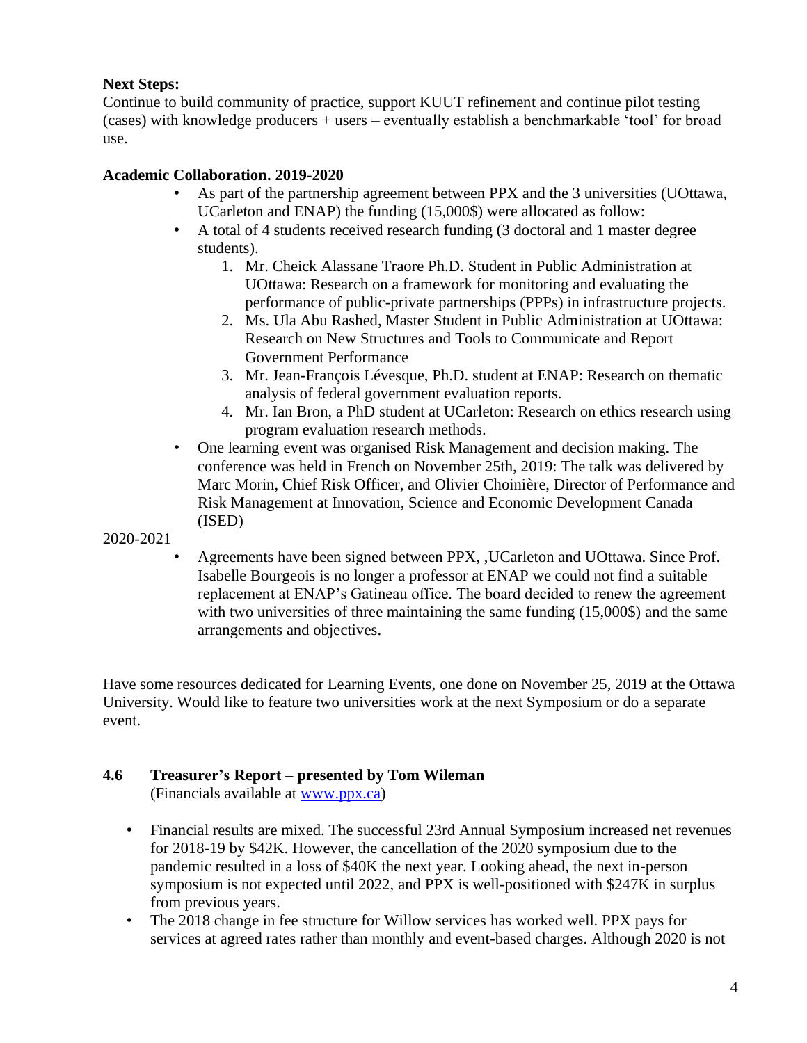**Next Steps:**
Continue to build community of practice, support KUUT refinement and continue pilot testing (cases) with knowledge producers + users – eventually establish a benchmarkable 'tool' for broad use.

**Academic Collaboration. 2019-2020**

- As part of the partnership agreement between PPX and the 3 universities (UOttawa, UCarleton and ENAP) the funding (15,000$) were allocated as follow:
- A total of 4 students received research funding (3 doctoral and 1 master degree students).
  1. Mr. Cheick Alassane Traore Ph.D. Student in Public Administration at UOttawa: Research on a framework for monitoring and evaluating the performance of public-private partnerships (PPPs) in infrastructure projects.
  2. Ms. Ula Abu Rashed, Master Student in Public Administration at UOttawa: Research on New Structures and Tools to Communicate and Report Government Performance
  3. Mr. Jean-François Lévesque, Ph.D. student at ENAP: Research on thematic analysis of federal government evaluation reports.
  4. Mr. Ian Bron, a PhD student at UCarleton: Research on ethics research using program evaluation research methods.
- One learning event was organised Risk Management and decision making. The conference was held in French on November 25th, 2019: The talk was delivered by Marc Morin, Chief Risk Officer, and Olivier Choinière, Director of Performance and Risk Management at Innovation, Science and Economic Development Canada (ISED)

2020-2021

- Agreements have been signed between PPX, ,UCarleton and UOttawa. Since Prof. Isabelle Bourgeois is no longer a professor at ENAP we could not find a suitable replacement at ENAP's Gatineau office. The board decided to renew the agreement with two universities of three maintaining the same funding (15,000$) and the same arrangements and objectives.

Have some resources dedicated for Learning Events, one done on November 25, 2019 at the Ottawa University. Would like to feature two universities work at the next Symposium or do a separate event.

### 4.6 Treasurer's Report – presented by Tom Wileman

(Financials available at www.ppx.ca)

- Financial results are mixed. The successful 23rd Annual Symposium increased net revenues for 2018-19 by $42K. However, the cancellation of the 2020 symposium due to the pandemic resulted in a loss of $40K the next year. Looking ahead, the next in-person symposium is not expected until 2022, and PPX is well-positioned with $247K in surplus from previous years.
- The 2018 change in fee structure for Willow services has worked well. PPX pays for services at agreed rates rather than monthly and event-based charges. Although 2020 is not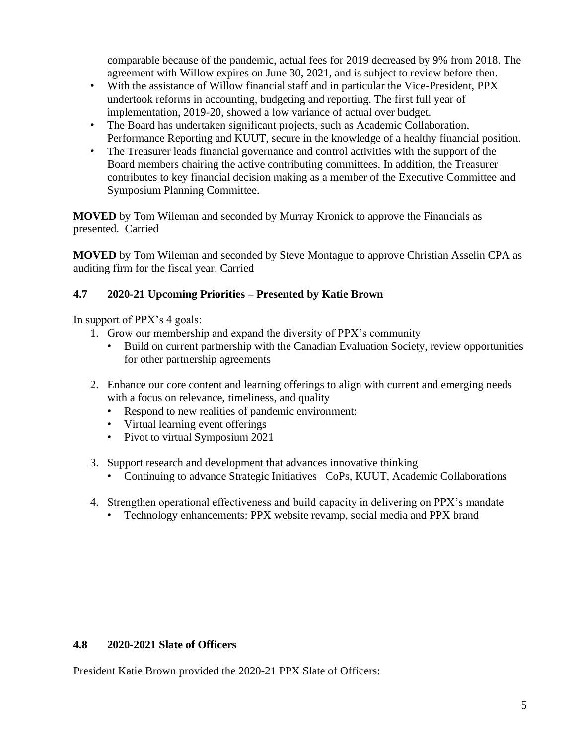comparable because of the pandemic, actual fees for 2019 decreased by 9% from 2018. The agreement with Willow expires on June 30, 2021, and is subject to review before then.

- With the assistance of Willow financial staff and in particular the Vice-President, PPX undertook reforms in accounting, budgeting and reporting. The first full year of implementation, 2019-20, showed a low variance of actual over budget.
- The Board has undertaken significant projects, such as Academic Collaboration, Performance Reporting and KUUT, secure in the knowledge of a healthy financial position.
- The Treasurer leads financial governance and control activities with the support of the Board members chairing the active contributing committees. In addition, the Treasurer contributes to key financial decision making as a member of the Executive Committee and Symposium Planning Committee.

**MOVED** by Tom Wileman and seconded by Murray Kronick to approve the Financials as presented. Carried

**MOVED** by Tom Wileman and seconded by Steve Montague to approve Christian Asselin CPA as auditing firm for the fiscal year. Carried

### 4.7 2020-21 Upcoming Priorities – Presented by Katie Brown

In support of PPX's 4 goals:

1. Grow our membership and expand the diversity of PPX's community
   - Build on current partnership with the Canadian Evaluation Society, review opportunities for other partnership agreements

2. Enhance our core content and learning offerings to align with current and emerging needs with a focus on relevance, timeliness, and quality
   - Respond to new realities of pandemic environment:
   - Virtual learning event offerings
   - Pivot to virtual Symposium 2021

3. Support research and development that advances innovative thinking
   - Continuing to advance Strategic Initiatives –CoPs, KUUT, Academic Collaborations

4. Strengthen operational effectiveness and build capacity in delivering on PPX's mandate
   - Technology enhancements: PPX website revamp, social media and PPX brand

### 4.8 2020-2021 Slate of Officers

President Katie Brown provided the 2020-21 PPX Slate of Officers: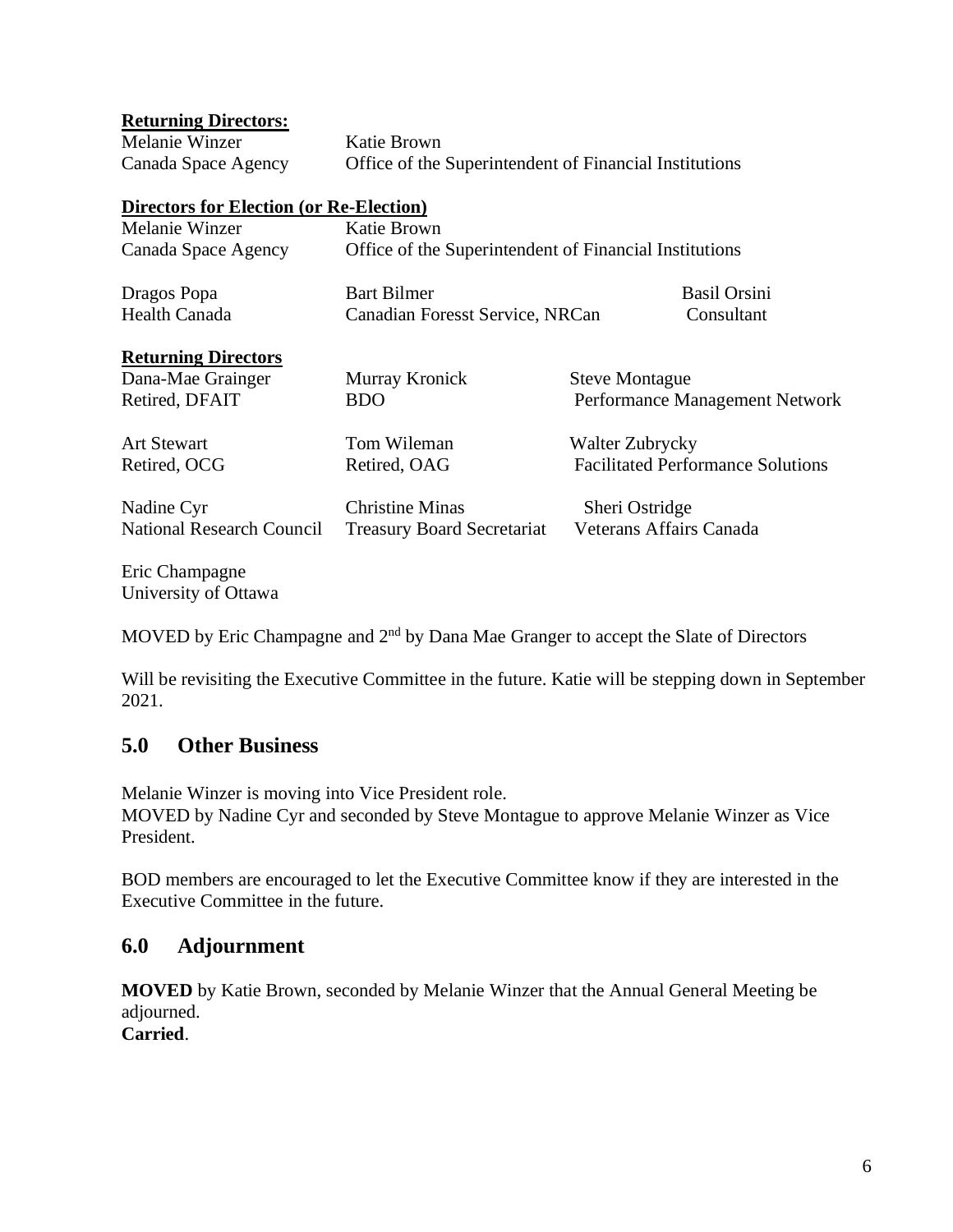**Returning Directors:**

| | |
|---|---|
| Melanie Winzer | Katie Brown |
| Canada Space Agency | Office of the Superintendent of Financial Institutions |

**Directors for Election (or Re-Election)**

| | | |
|---|---|---|
| Melanie Winzer | Katie Brown | |
| Canada Space Agency | Office of the Superintendent of Financial Institutions | |
| Dragos Popa | Bart Bilmer | Basil Orsini |
| Health Canada | Canadian Foresst Service, NRCan | Consultant |

**Returning Directors**

| | | |
|---|---|---|
| Dana-Mae Grainger | Murray Kronick | Steve Montague |
| Retired, DFAIT | BDO | Performance Management Network |
| Art Stewart | Tom Wileman | Walter Zubrycky |
| Retired, OCG | Retired, OAG | Facilitated Performance Solutions |
| Nadine Cyr | Christine Minas | Sheri Ostridge |
| National Research Council | Treasury Board Secretariat | Veterans Affairs Canada |
| Eric Champagne | | |
| University of Ottawa | | |

MOVED by Eric Champagne and 2nd by Dana Mae Granger to accept the Slate of Directors

Will be revisiting the Executive Committee in the future. Katie will be stepping down in September 2021.

## 5.0 Other Business

Melanie Winzer is moving into Vice President role.
MOVED by Nadine Cyr and seconded by Steve Montague to approve Melanie Winzer as Vice President.

BOD members are encouraged to let the Executive Committee know if they are interested in the Executive Committee in the future.

## 6.0 Adjournment

**MOVED** by Katie Brown, seconded by Melanie Winzer that the Annual General Meeting be adjourned.
**Carried**.